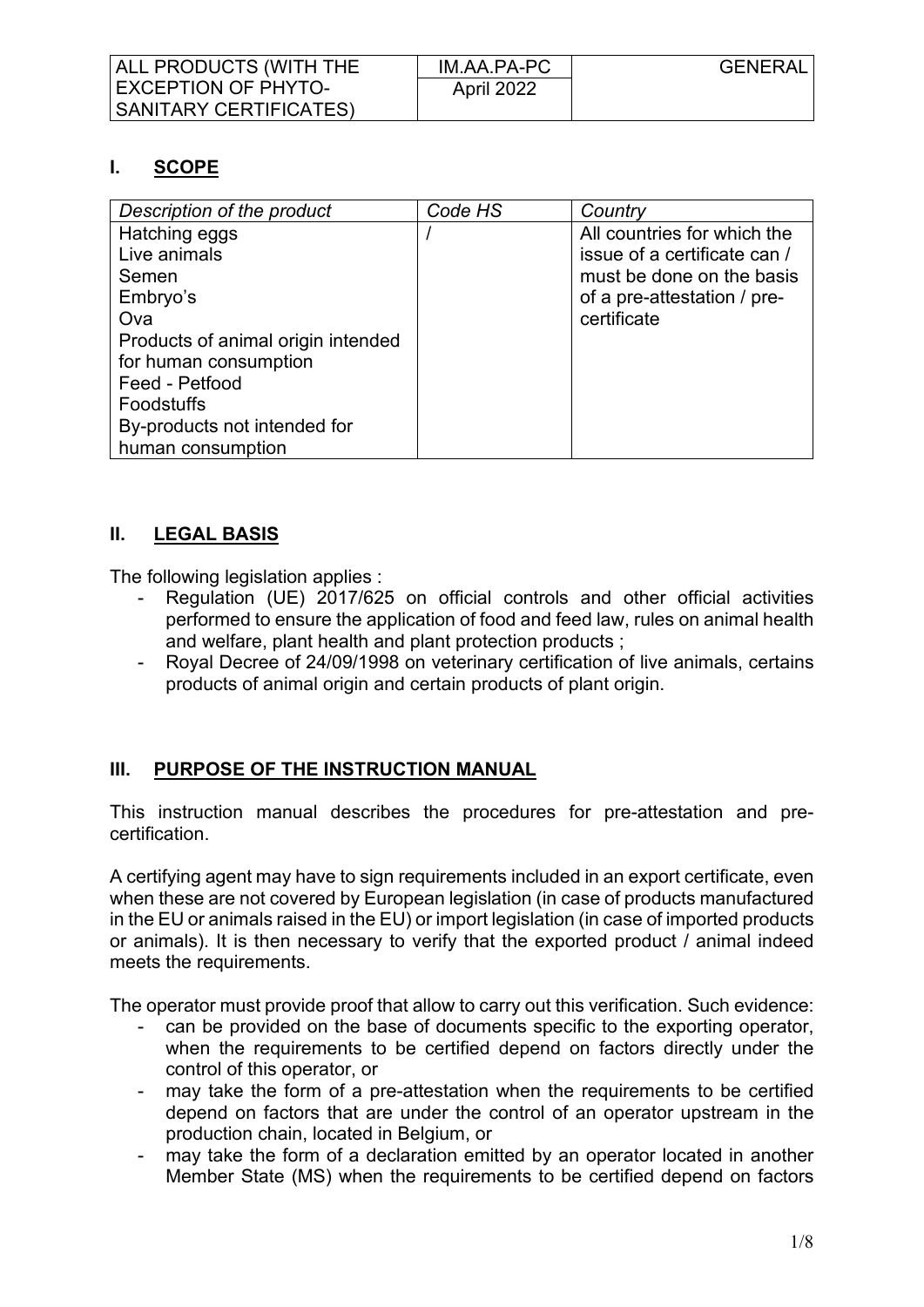| ALL PRODUCTS (WITH THE EXCEPTION OF PHYTO-SANITARY CERTIFICATES) | IM.AA.PA-PC | GENERAL |
|---|---|---|
| | April 2022 | |

## I. SCOPE

| *Description of the product* | *Code HS* | *Country* |
|---|---|---|
| Hatching eggs<br>Live animals<br>Semen<br>Embryo's<br>Ova<br>Products of animal origin intended for human consumption<br>Feed - Petfood<br>Foodstuffs<br>By-products not intended for human consumption | / | All countries for which the issue of a certificate can / must be done on the basis of a pre-attestation / pre-certificate |

## II. LEGAL BASIS

The following legislation applies :

- Regulation (UE) 2017/625 on official controls and other official activities performed to ensure the application of food and feed law, rules on animal health and welfare, plant health and plant protection products ;
- Royal Decree of 24/09/1998 on veterinary certification of live animals, certains products of animal origin and certain products of plant origin.

## III. PURPOSE OF THE INSTRUCTION MANUAL

This instruction manual describes the procedures for pre-attestation and pre-certification.

A certifying agent may have to sign requirements included in an export certificate, even when these are not covered by European legislation (in case of products manufactured in the EU or animals raised in the EU) or import legislation (in case of imported products or animals). It is then necessary to verify that the exported product / animal indeed meets the requirements.

The operator must provide proof that allow to carry out this verification. Such evidence:

- can be provided on the base of documents specific to the exporting operator, when the requirements to be certified depend on factors directly under the control of this operator, or
- may take the form of a pre-attestation when the requirements to be certified depend on factors that are under the control of an operator upstream in the production chain, located in Belgium, or
- may take the form of a declaration emitted by an operator located in another Member State (MS) when the requirements to be certified depend on factors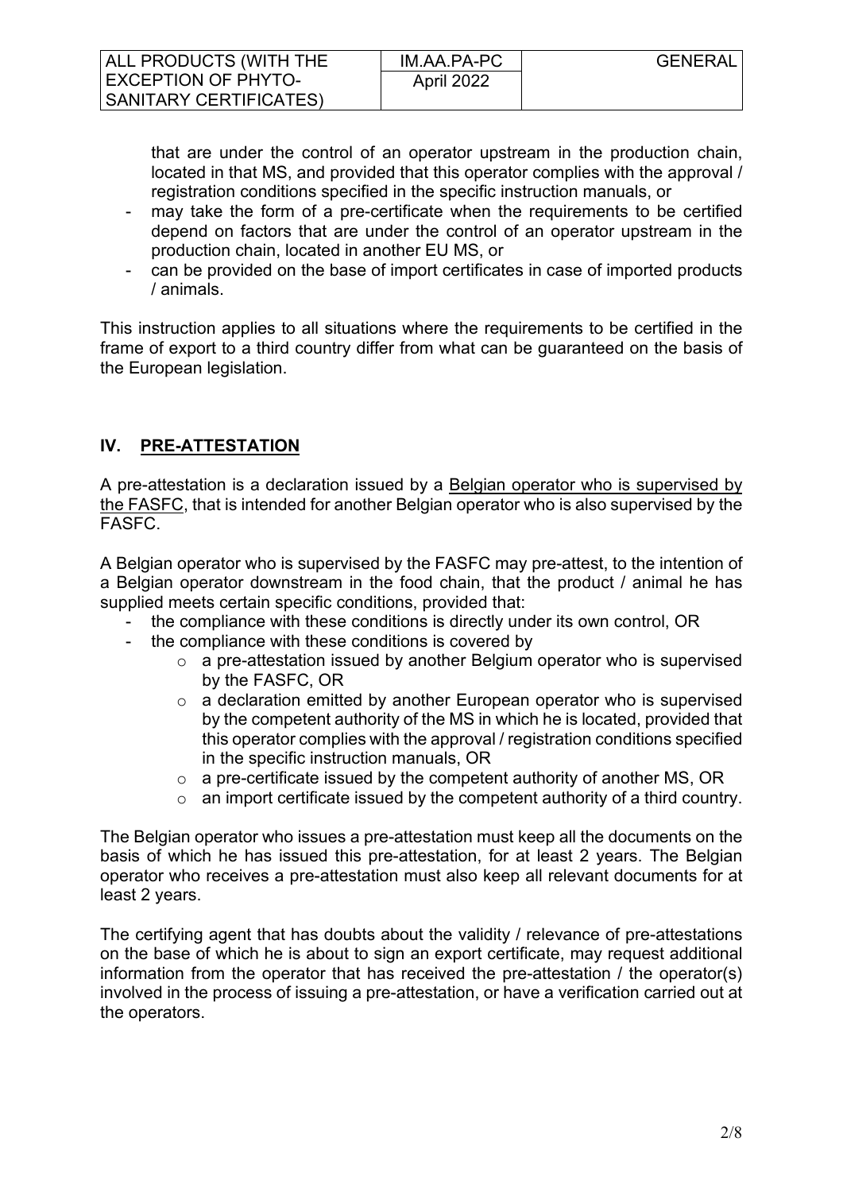that are under the control of an operator upstream in the production chain, located in that MS, and provided that this operator complies with the approval / registration conditions specified in the specific instruction manuals, or

- may take the form of a pre-certificate when the requirements to be certified depend on factors that are under the control of an operator upstream in the production chain, located in another EU MS, or
- can be provided on the base of import certificates in case of imported products / animals.

This instruction applies to all situations where the requirements to be certified in the frame of export to a third country differ from what can be guaranteed on the basis of the European legislation.

## IV. PRE-ATTESTATION

A pre-attestation is a declaration issued by a Belgian operator who is supervised by the FASFC, that is intended for another Belgian operator who is also supervised by the FASFC.

A Belgian operator who is supervised by the FASFC may pre-attest, to the intention of a Belgian operator downstream in the food chain, that the product / animal he has supplied meets certain specific conditions, provided that:

- the compliance with these conditions is directly under its own control, OR
- the compliance with these conditions is covered by
  - a pre-attestation issued by another Belgium operator who is supervised by the FASFC, OR
  - a declaration emitted by another European operator who is supervised by the competent authority of the MS in which he is located, provided that this operator complies with the approval / registration conditions specified in the specific instruction manuals, OR
  - a pre-certificate issued by the competent authority of another MS, OR
  - an import certificate issued by the competent authority of a third country.

The Belgian operator who issues a pre-attestation must keep all the documents on the basis of which he has issued this pre-attestation, for at least 2 years. The Belgian operator who receives a pre-attestation must also keep all relevant documents for at least 2 years.

The certifying agent that has doubts about the validity / relevance of pre-attestations on the base of which he is about to sign an export certificate, may request additional information from the operator that has received the pre-attestation / the operator(s) involved in the process of issuing a pre-attestation, or have a verification carried out at the operators.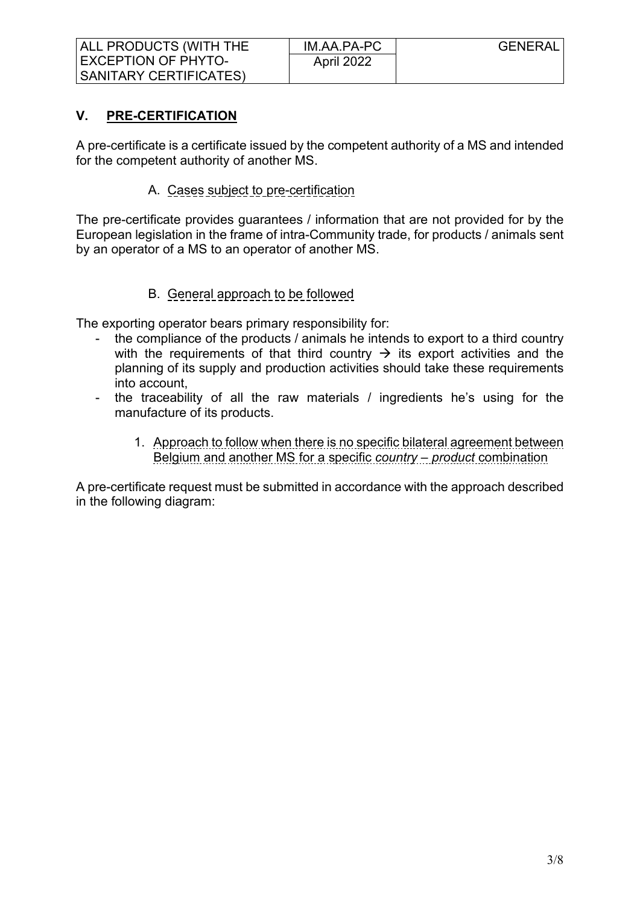## V. PRE-CERTIFICATION

A pre-certificate is a certificate issued by the competent authority of a MS and intended for the competent authority of another MS.

### A. Cases subject to pre-certification

The pre-certificate provides guarantees / information that are not provided for by the European legislation in the frame of intra-Community trade, for products / animals sent by an operator of a MS to an operator of another MS.

### B. General approach to be followed

The exporting operator bears primary responsibility for:

- the compliance of the products / animals he intends to export to a third country with the requirements of that third country → its export activities and the planning of its supply and production activities should take these requirements into account,
- the traceability of all the raw materials / ingredients he's using for the manufacture of its products.

#### 1. Approach to follow when there is no specific bilateral agreement between Belgium and another MS for a specific *country – product* combination

A pre-certificate request must be submitted in accordance with the approach described in the following diagram: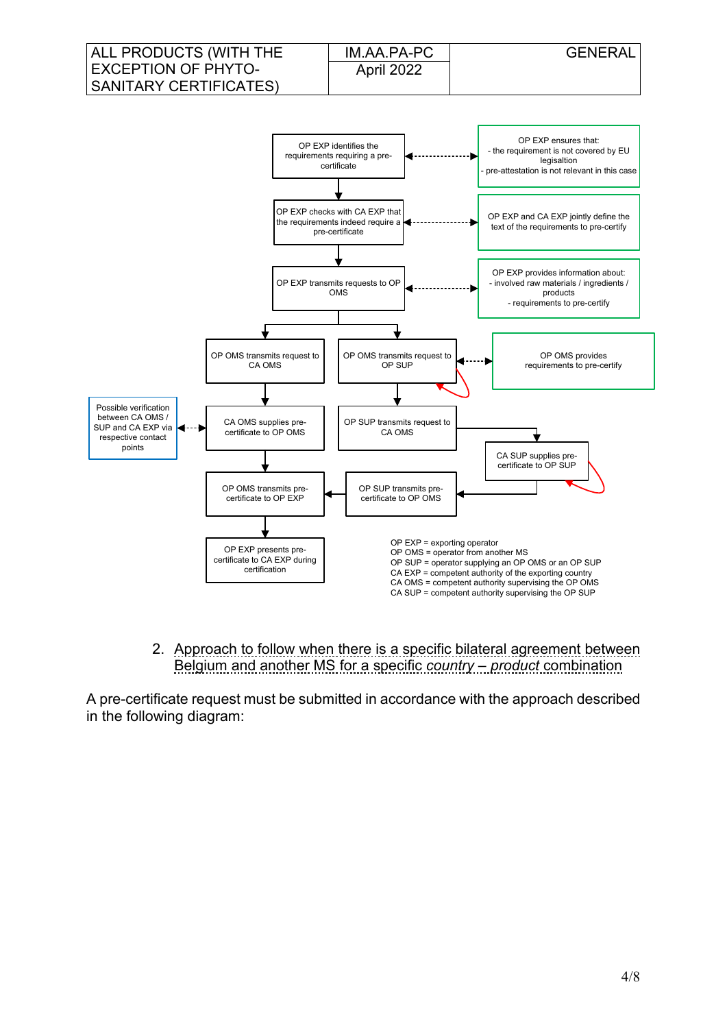OP EXP identifies the requirements requiring a pre-certificate

OP EXP ensures that:
- the requirement is not covered by EU legisaltion
- pre-attestation is not relevant in this case

OP EXP checks with CA EXP that the requirements indeed require a pre-certificate

OP EXP and CA EXP jointly define the text of the requirements to pre-certify

OP EXP transmits requests to OP OMS

OP EXP provides information about:
- involved raw materials / ingredients / products
- requirements to pre-certify

OP OMS transmits request to CA OMS

OP OMS transmits request to OP SUP

OP OMS provides requirements to pre-certify

Possible verification between CA OMS / SUP and CA EXP via respective contact points

CA OMS supplies pre-certificate to OP OMS

OP SUP transmits request to CA OMS

CA SUP supplies pre-certificate to OP SUP

OP OMS transmits pre-certificate to OP EXP

OP SUP transmits pre-certificate to OP OMS

OP EXP presents pre-certificate to CA EXP during certification

OP EXP = exporting operator
OP OMS = operator from another MS
OP SUP = operator supplying an OP OMS or an OP SUP
CA EXP = competent authority of the exporting country
CA OMS = competent authority supervising the OP OMS
CA SUP = competent authority supervising the OP SUP

2. Approach to follow when there is a specific bilateral agreement between Belgium and another MS for a specific *country* – *product* combination

A pre-certificate request must be submitted in accordance with the approach described in the following diagram: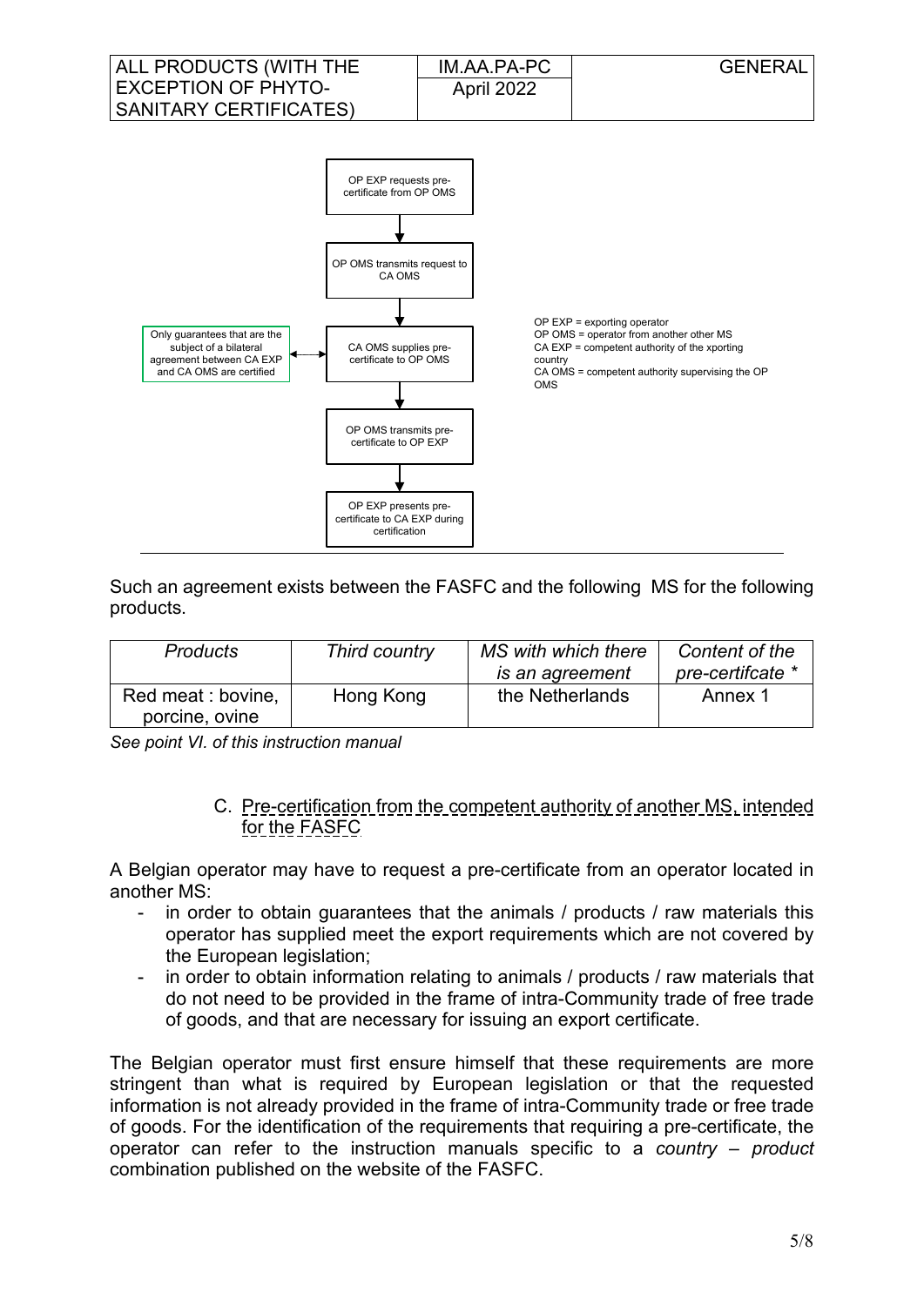OP EXP requests pre-certificate from OP OMS

OP OMS transmits request to CA OMS

CA OMS supplies pre-certificate to OP OMS

Only guarantees that are the subject of a bilateral agreement between CA EXP and CA OMS are certified

OP OMS transmits pre-certificate to OP EXP

OP EXP presents pre-certificate to CA EXP during certification

OP EXP = exporting operator
OP OMS = operator from another other MS
CA EXP = competent authority of the xporting country
CA OMS = competent authority supervising the OP OMS

Such an agreement exists between the FASFC and the following MS for the following products.

| *Products* | *Third country* | *MS with which there is an agreement* | *Content of the pre-certifcate \** |
|---|---|---|---|
| Red meat : bovine, porcine, ovine | Hong Kong | the Netherlands | Annex 1 |

*See point VI. of this instruction manual*

### C. Pre-certification from the competent authority of another MS, intended for the FASFC

A Belgian operator may have to request a pre-certificate from an operator located in another MS:

- in order to obtain guarantees that the animals / products / raw materials this operator has supplied meet the export requirements which are not covered by the European legislation;
- in order to obtain information relating to animals / products / raw materials that do not need to be provided in the frame of intra-Community trade of free trade of goods, and that are necessary for issuing an export certificate.

The Belgian operator must first ensure himself that these requirements are more stringent than what is required by European legislation or that the requested information is not already provided in the frame of intra-Community trade or free trade of goods. For the identification of the requirements that requiring a pre-certificate, the operator can refer to the instruction manuals specific to a *country – product* combination published on the website of the FASFC.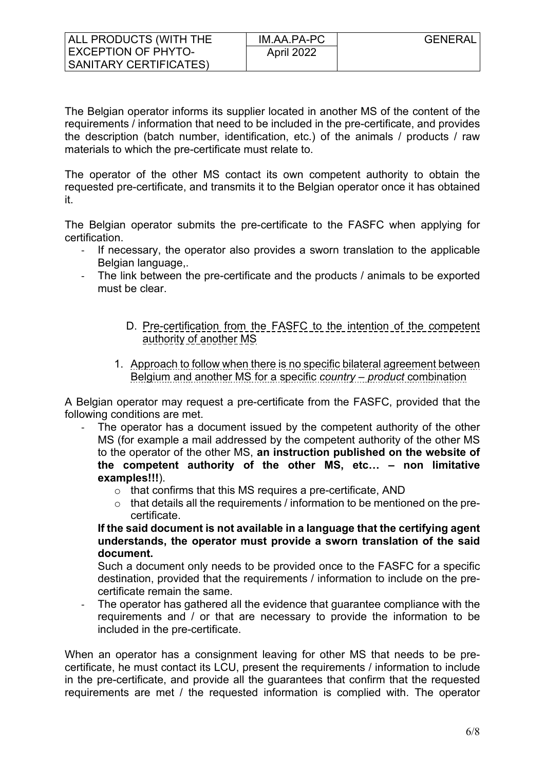The Belgian operator informs its supplier located in another MS of the content of the requirements / information that need to be included in the pre-certificate, and provides the description (batch number, identification, etc.) of the animals / products / raw materials to which the pre-certificate must relate to.

The operator of the other MS contact its own competent authority to obtain the requested pre-certificate, and transmits it to the Belgian operator once it has obtained it.

The Belgian operator submits the pre-certificate to the FASFC when applying for certification.

- If necessary, the operator also provides a sworn translation to the applicable Belgian language,.
- The link between the pre-certificate and the products / animals to be exported must be clear.

### D. Pre-certification from the FASFC to the intention of the competent authority of another MS

#### 1. Approach to follow when there is no specific bilateral agreement between Belgium and another MS for a specific *country – product* combination

A Belgian operator may request a pre-certificate from the FASFC, provided that the following conditions are met.

- The operator has a document issued by the competent authority of the other MS (for example a mail addressed by the competent authority of the other MS to the operator of the other MS, **an instruction published on the website of the competent authority of the other MS, etc… – non limitative examples!!!**).
  - that confirms that this MS requires a pre-certificate, AND
  - that details all the requirements / information to be mentioned on the pre-certificate.

  **If the said document is not available in a language that the certifying agent understands, the operator must provide a sworn translation of the said document.**

  Such a document only needs to be provided once to the FASFC for a specific destination, provided that the requirements / information to include on the pre-certificate remain the same.
- The operator has gathered all the evidence that guarantee compliance with the requirements and / or that are necessary to provide the information to be included in the pre-certificate.

When an operator has a consignment leaving for other MS that needs to be pre-certificate, he must contact its LCU, present the requirements / information to include in the pre-certificate, and provide all the guarantees that confirm that the requested requirements are met / the requested information is complied with. The operator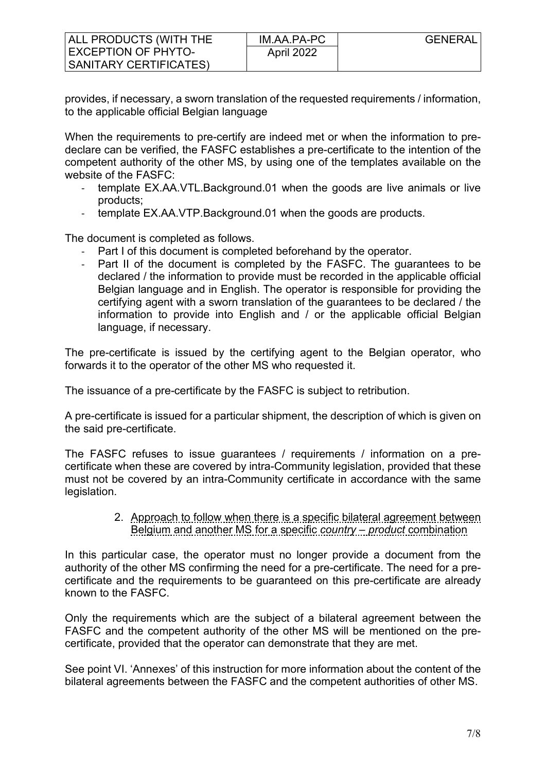provides, if necessary, a sworn translation of the requested requirements / information, to the applicable official Belgian language

When the requirements to pre-certify are indeed met or when the information to pre-declare can be verified, the FASFC establishes a pre-certificate to the intention of the competent authority of the other MS, by using one of the templates available on the website of the FASFC:

- template EX.AA.VTL.Background.01 when the goods are live animals or live products;
- template EX.AA.VTP.Background.01 when the goods are products.

The document is completed as follows.

- Part I of this document is completed beforehand by the operator.
- Part II of the document is completed by the FASFC. The guarantees to be declared / the information to provide must be recorded in the applicable official Belgian language and in English. The operator is responsible for providing the certifying agent with a sworn translation of the guarantees to be declared / the information to provide into English and / or the applicable official Belgian language, if necessary.

The pre-certificate is issued by the certifying agent to the Belgian operator, who forwards it to the operator of the other MS who requested it.

The issuance of a pre-certificate by the FASFC is subject to retribution.

A pre-certificate is issued for a particular shipment, the description of which is given on the said pre-certificate.

The FASFC refuses to issue guarantees / requirements / information on a pre-certificate when these are covered by intra-Community legislation, provided that these must not be covered by an intra-Community certificate in accordance with the same legislation.

2. Approach to follow when there is a specific bilateral agreement between Belgium and another MS for a specific *country* – *product* combination

In this particular case, the operator must no longer provide a document from the authority of the other MS confirming the need for a pre-certificate. The need for a pre-certificate and the requirements to be guaranteed on this pre-certificate are already known to the FASFC.

Only the requirements which are the subject of a bilateral agreement between the FASFC and the competent authority of the other MS will be mentioned on the pre-certificate, provided that the operator can demonstrate that they are met.

See point VI. 'Annexes' of this instruction for more information about the content of the bilateral agreements between the FASFC and the competent authorities of other MS.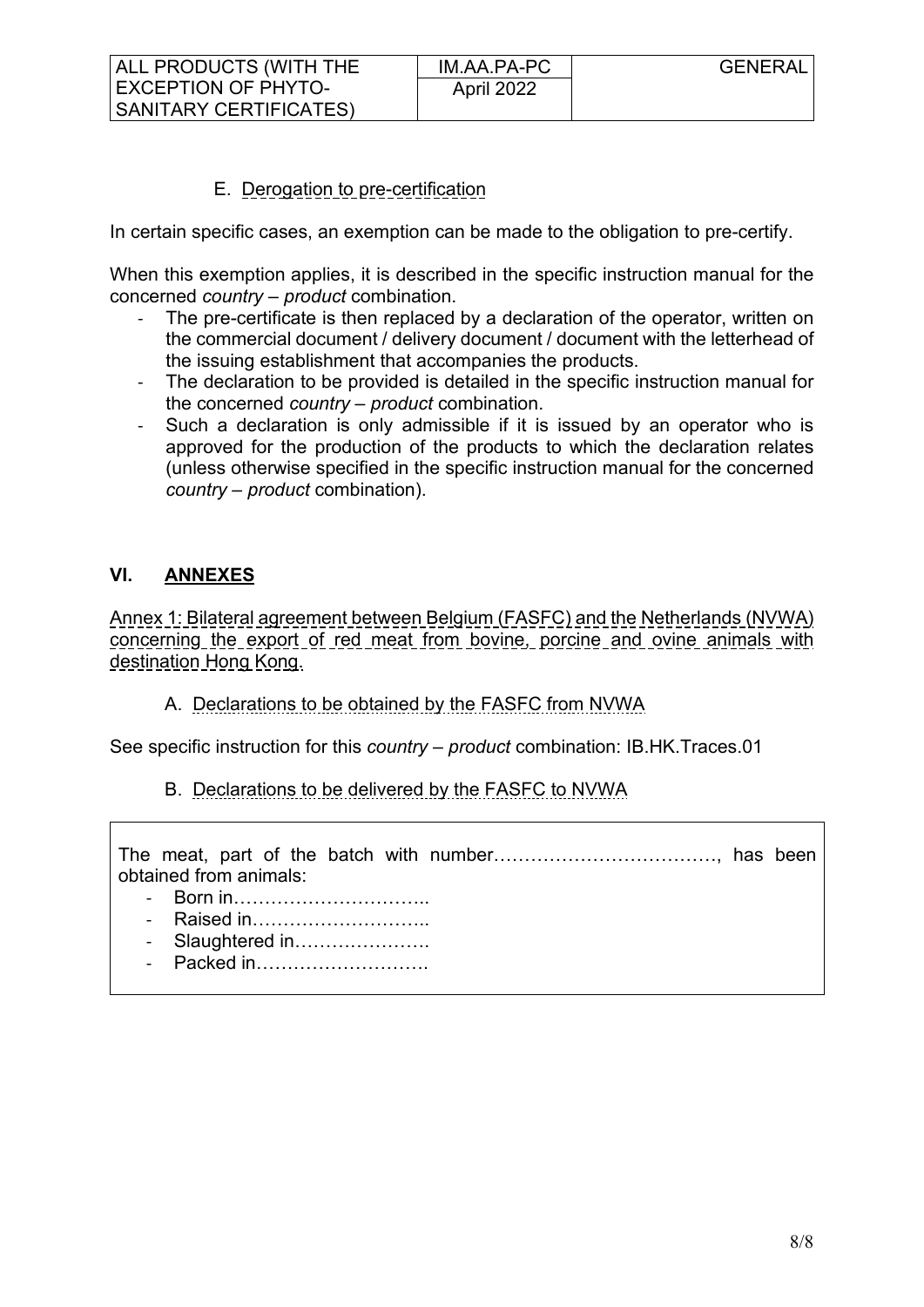### E. Derogation to pre-certification

In certain specific cases, an exemption can be made to the obligation to pre-certify.

When this exemption applies, it is described in the specific instruction manual for the concerned *country – product* combination.

- The pre-certificate is then replaced by a declaration of the operator, written on the commercial document / delivery document / document with the letterhead of the issuing establishment that accompanies the products.
- The declaration to be provided is detailed in the specific instruction manual for the concerned *country – product* combination.
- Such a declaration is only admissible if it is issued by an operator who is approved for the production of the products to which the declaration relates (unless otherwise specified in the specific instruction manual for the concerned *country – product* combination).

## VI. ANNEXES

Annex 1: Bilateral agreement between Belgium (FASFC) and the Netherlands (NVWA) concerning the export of red meat from bovine, porcine and ovine animals with destination Hong Kong.

### A. Declarations to be obtained by the FASFC from NVWA

See specific instruction for this *country – product* combination: IB.HK.Traces.01

### B. Declarations to be delivered by the FASFC to NVWA

The meat, part of the batch with number………………………………, has been obtained from animals:

- Born in…………………………..
- Raised in………………………..
- Slaughtered in………………….
- Packed in……………………….